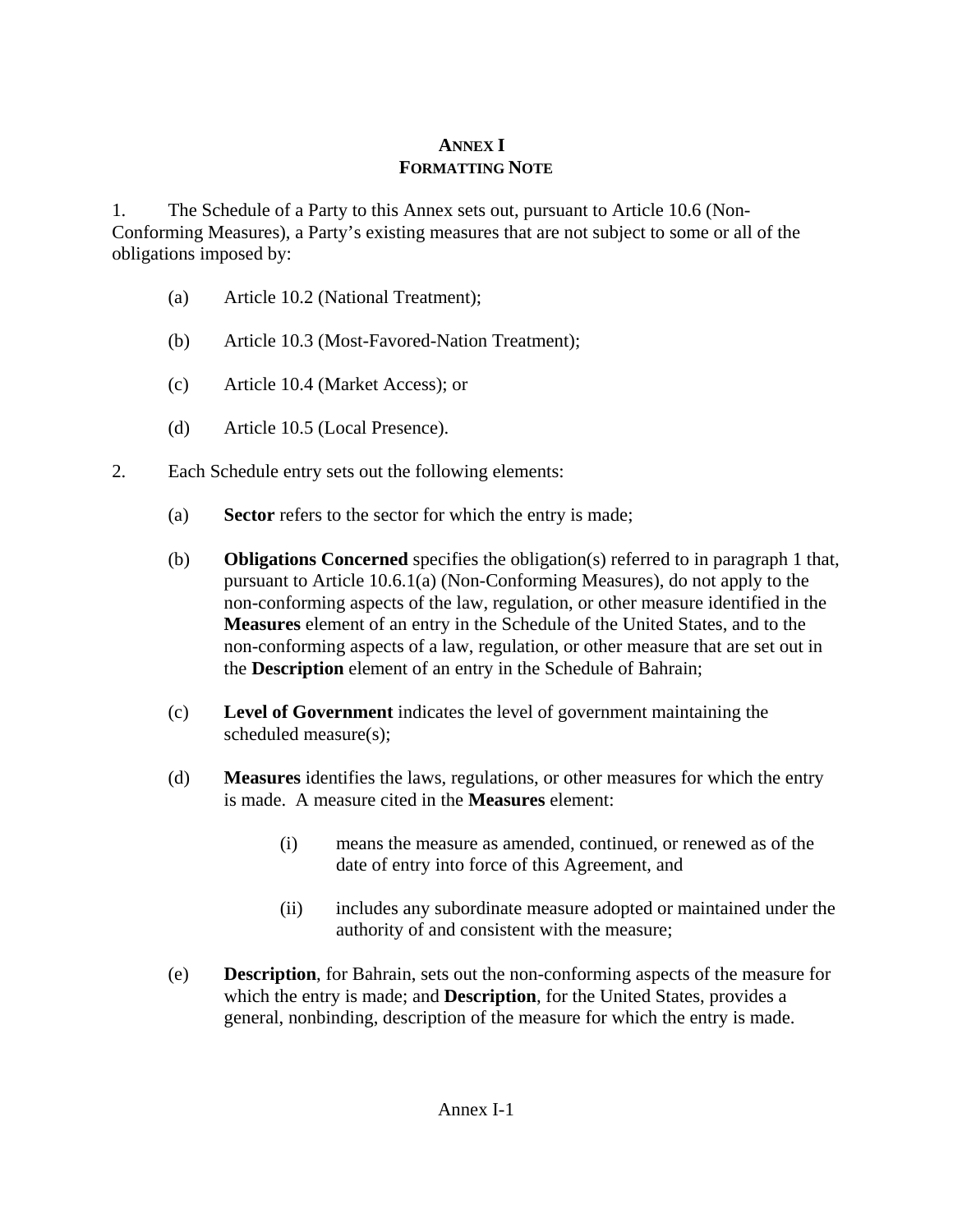# ANNEX I
## FORMATTING NOTE

1. The Schedule of a Party to this Annex sets out, pursuant to Article 10.6 (Non-Conforming Measures), a Party's existing measures that are not subject to some or all of the obligations imposed by:

   (a) Article 10.2 (National Treatment);

   (b) Article 10.3 (Most-Favored-Nation Treatment);

   (c) Article 10.4 (Market Access); or

   (d) Article 10.5 (Local Presence).

2. Each Schedule entry sets out the following elements:

   (a) **Sector** refers to the sector for which the entry is made;

   (b) **Obligations Concerned** specifies the obligation(s) referred to in paragraph 1 that, pursuant to Article 10.6.1(a) (Non-Conforming Measures), do not apply to the non-conforming aspects of the law, regulation, or other measure identified in the **Measures** element of an entry in the Schedule of the United States, and to the non-conforming aspects of a law, regulation, or other measure that are set out in the **Description** element of an entry in the Schedule of Bahrain;

   (c) **Level of Government** indicates the level of government maintaining the scheduled measure(s);

   (d) **Measures** identifies the laws, regulations, or other measures for which the entry is made. A measure cited in the **Measures** element:

      (i) means the measure as amended, continued, or renewed as of the date of entry into force of this Agreement, and

      (ii) includes any subordinate measure adopted or maintained under the authority of and consistent with the measure;

   (e) **Description**, for Bahrain, sets out the non-conforming aspects of the measure for which the entry is made; and **Description**, for the United States, provides a general, nonbinding, description of the measure for which the entry is made.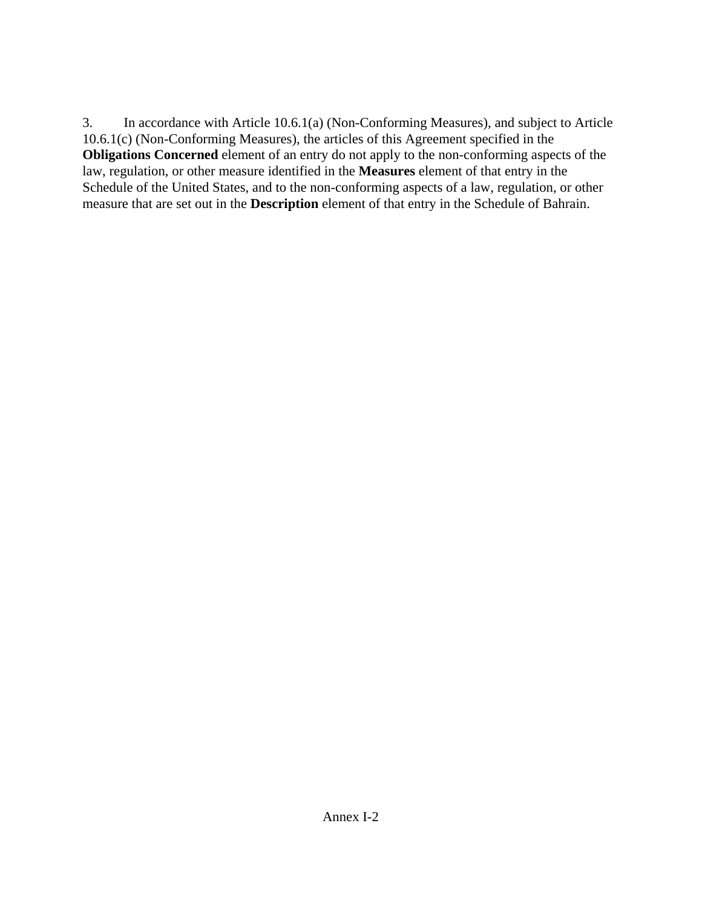3. In accordance with Article 10.6.1(a) (Non-Conforming Measures), and subject to Article 10.6.1(c) (Non-Conforming Measures), the articles of this Agreement specified in the **Obligations Concerned** element of an entry do not apply to the non-conforming aspects of the law, regulation, or other measure identified in the **Measures** element of that entry in the Schedule of the United States, and to the non-conforming aspects of a law, regulation, or other measure that are set out in the **Description** element of that entry in the Schedule of Bahrain.